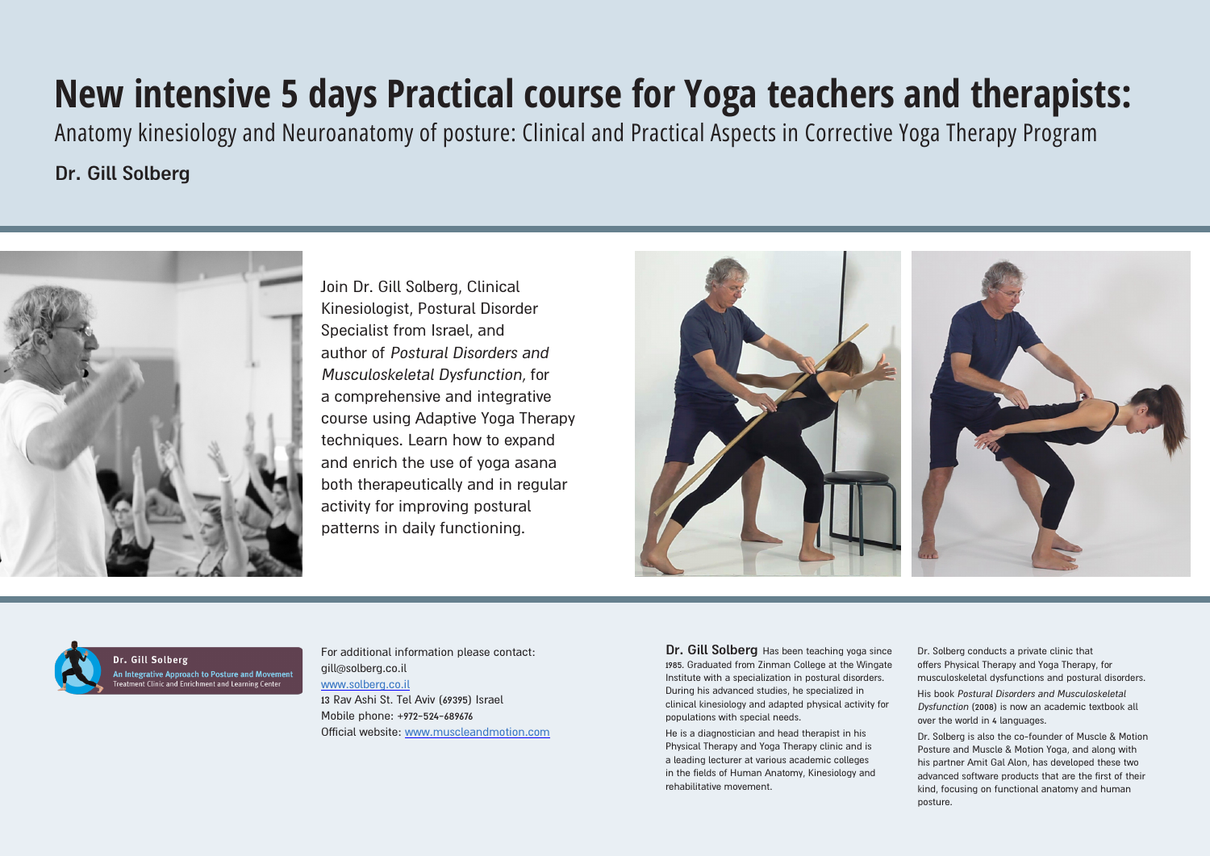# New intensive 5 days Practical course for Yoga teachers and therapists:

## Anatomy kinesiology and Neuroanatomy of posture: Clinical and Practical Aspects in Corrective Yoga Therapy Program

**Dr. Gill Solberg**

Join Dr. Gill Solberg, Clinical Kinesiologist, Postural Disorder Specialist from Israel, and author of *Postural Disorders and Musculoskeletal Dysfunction*, for a comprehensive and integrative course using Adaptive Yoga Therapy techniques. Learn how to expand and enrich the use of yoga asana both therapeutically and in regular activity for improving postural patterns in daily functioning.

**Dr. Gill Solberg**
An Integrative Approach to Posture and Movement
Treatment Clinic and Enrichment and Learning Center

For additional information please contact:
gill@solberg.co.il
www.solberg.co.il
13 Rav Ashi St. Tel Aviv (69395) Israel
Mobile phone: +972-524-689676
Official website: www.muscleandmotion.com

**Dr. Gill Solberg** Has been teaching yoga since 1985. Graduated from Zinman College at the Wingate Institute with a specialization in postural disorders. During his advanced studies, he specialized in clinical kinesiology and adapted physical activity for populations with special needs.

He is a diagnostician and head therapist in his Physical Therapy and Yoga Therapy clinic and is a leading lecturer at various academic colleges in the fields of Human Anatomy, Kinesiology and rehabilitative movement.

Dr. Solberg conducts a private clinic that offers Physical Therapy and Yoga Therapy, for musculoskeletal dysfunctions and postural disorders.

His book *Postural Disorders and Musculoskeletal Dysfunction* (2008) is now an academic textbook all over the world in 4 languages.

Dr. Solberg is also the co-founder of Muscle & Motion Posture and Muscle & Motion Yoga, and along with his partner Amit Gal Alon, has developed these two advanced software products that are the first of their kind, focusing on functional anatomy and human posture.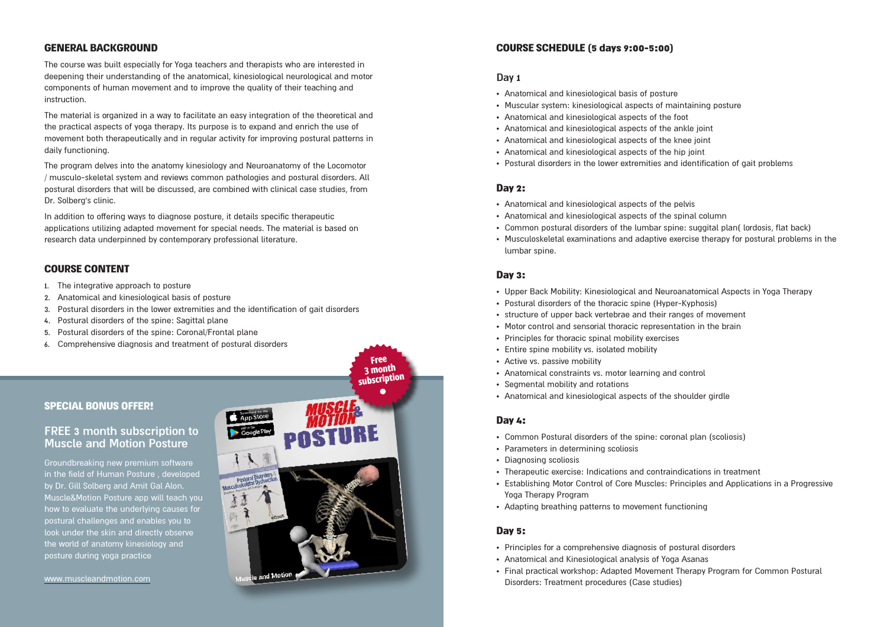## GENERAL BACKGROUND

The course was built especially for Yoga teachers and therapists who are interested in deepening their understanding of the anatomical, kinesiological neurological and motor components of human movement and to improve the quality of their teaching and instruction.

The material is organized in a way to facilitate an easy integration of the theoretical and the practical aspects of yoga therapy. Its purpose is to expand and enrich the use of movement both therapeutically and in regular activity for improving postural patterns in daily functioning.

The program delves into the anatomy kinesiology and Neuroanatomy of the Locomotor / musculo-skeletal system and reviews common pathologies and postural disorders. All postural disorders that will be discussed, are combined with clinical case studies, from Dr. Solberg's clinic.

In addition to offering ways to diagnose posture, it details specific therapeutic applications utilizing adapted movement for special needs. The material is based on research data underpinned by contemporary professional literature.

## COURSE CONTENT

1. The integrative approach to posture
2. Anatomical and kinesiological basis of posture
3. Postural disorders in the lower extremities and the identification of gait disorders
4. Postural disorders of the spine: Sagittal plane
5. Postural disorders of the spine: Coronal/Frontal plane
6. Comprehensive diagnosis and treatment of postural disorders

## SPECIAL BONUS OFFER!

### FREE 3 month subscription to Muscle and Motion Posture

Groundbreaking new premium software in the field of Human Posture , developed by Dr. Gill Solberg and Amit Gal Alon. Muscle&Motion Posture app will teach you how to evaluate the underlying causes for postural challenges and enables you to look under the skin and directly observe the world of anatomy kinesiology and posture during yoga practice

www.muscleandmotion.com

Free 3 month subscription

## COURSE SCHEDULE (5 days 9:00-5:00)

### Day 1

- Anatomical and kinesiological basis of posture
- Muscular system: kinesiological aspects of maintaining posture
- Anatomical and kinesiological aspects of the foot
- Anatomical and kinesiological aspects of the ankle joint
- Anatomical and kinesiological aspects of the knee joint
- Anatomical and kinesiological aspects of the hip joint
- Postural disorders in the lower extremities and identification of gait problems

### Day 2:

- Anatomical and kinesiological aspects of the pelvis
- Anatomical and kinesiological aspects of the spinal column
- Common postural disorders of the lumbar spine: suggital plan( lordosis, flat back)
- Musculoskeletal examinations and adaptive exercise therapy for postural problems in the lumbar spine.

### Day 3:

- Upper Back Mobility: Kinesiological and Neuroanatomical Aspects in Yoga Therapy
- Postural disorders of the thoracic spine (Hyper-Kyphosis)
- structure of upper back vertebrae and their ranges of movement
- Motor control and sensorial thoracic representation in the brain
- Principles for thoracic spinal mobility exercises
- Entire spine mobility vs. isolated mobility
- Active vs. passive mobility
- Anatomical constraints vs. motor learning and control
- Segmental mobility and rotations
- Anatomical and kinesiological aspects of the shoulder girdle

### Day 4:

- Common Postural disorders of the spine: coronal plan (scoliosis)
- Parameters in determining scoliosis
- Diagnosing scoliosis
- Therapeutic exercise: Indications and contraindications in treatment
- Establishing Motor Control of Core Muscles: Principles and Applications in a Progressive Yoga Therapy Program
- Adapting breathing patterns to movement functioning

### Day 5:

- Principles for a comprehensive diagnosis of postural disorders
- Anatomical and Kinesiological analysis of Yoga Asanas
- Final practical workshop: Adapted Movement Therapy Program for Common Postural Disorders: Treatment procedures (Case studies)